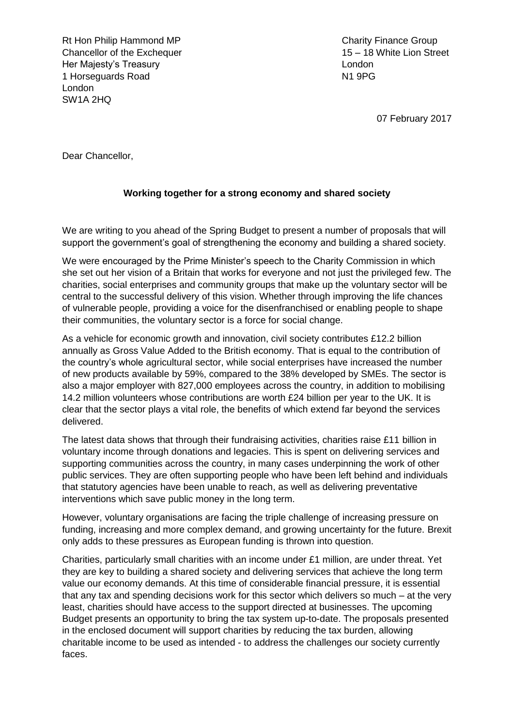Rt Hon Philip Hammond MP
Chancellor of the Exchequer
Her Majesty's Treasury
1 Horseguards Road
London
SW1A 2HQ

Charity Finance Group
15 – 18 White Lion Street
London
N1 9PG

07 February 2017

Dear Chancellor,

**Working together for a strong economy and shared society**

We are writing to you ahead of the Spring Budget to present a number of proposals that will support the government's goal of strengthening the economy and building a shared society.

We were encouraged by the Prime Minister's speech to the Charity Commission in which she set out her vision of a Britain that works for everyone and not just the privileged few. The charities, social enterprises and community groups that make up the voluntary sector will be central to the successful delivery of this vision. Whether through improving the life chances of vulnerable people, providing a voice for the disenfranchised or enabling people to shape their communities, the voluntary sector is a force for social change.

As a vehicle for economic growth and innovation, civil society contributes £12.2 billion annually as Gross Value Added to the British economy. That is equal to the contribution of the country's whole agricultural sector, while social enterprises have increased the number of new products available by 59%, compared to the 38% developed by SMEs. The sector is also a major employer with 827,000 employees across the country, in addition to mobilising 14.2 million volunteers whose contributions are worth £24 billion per year to the UK. It is clear that the sector plays a vital role, the benefits of which extend far beyond the services delivered.

The latest data shows that through their fundraising activities, charities raise £11 billion in voluntary income through donations and legacies. This is spent on delivering services and supporting communities across the country, in many cases underpinning the work of other public services. They are often supporting people who have been left behind and individuals that statutory agencies have been unable to reach, as well as delivering preventative interventions which save public money in the long term.

However, voluntary organisations are facing the triple challenge of increasing pressure on funding, increasing and more complex demand, and growing uncertainty for the future. Brexit only adds to these pressures as European funding is thrown into question.

Charities, particularly small charities with an income under £1 million, are under threat. Yet they are key to building a shared society and delivering services that achieve the long term value our economy demands. At this time of considerable financial pressure, it is essential that any tax and spending decisions work for this sector which delivers so much – at the very least, charities should have access to the support directed at businesses. The upcoming Budget presents an opportunity to bring the tax system up-to-date. The proposals presented in the enclosed document will support charities by reducing the tax burden, allowing charitable income to be used as intended - to address the challenges our society currently faces.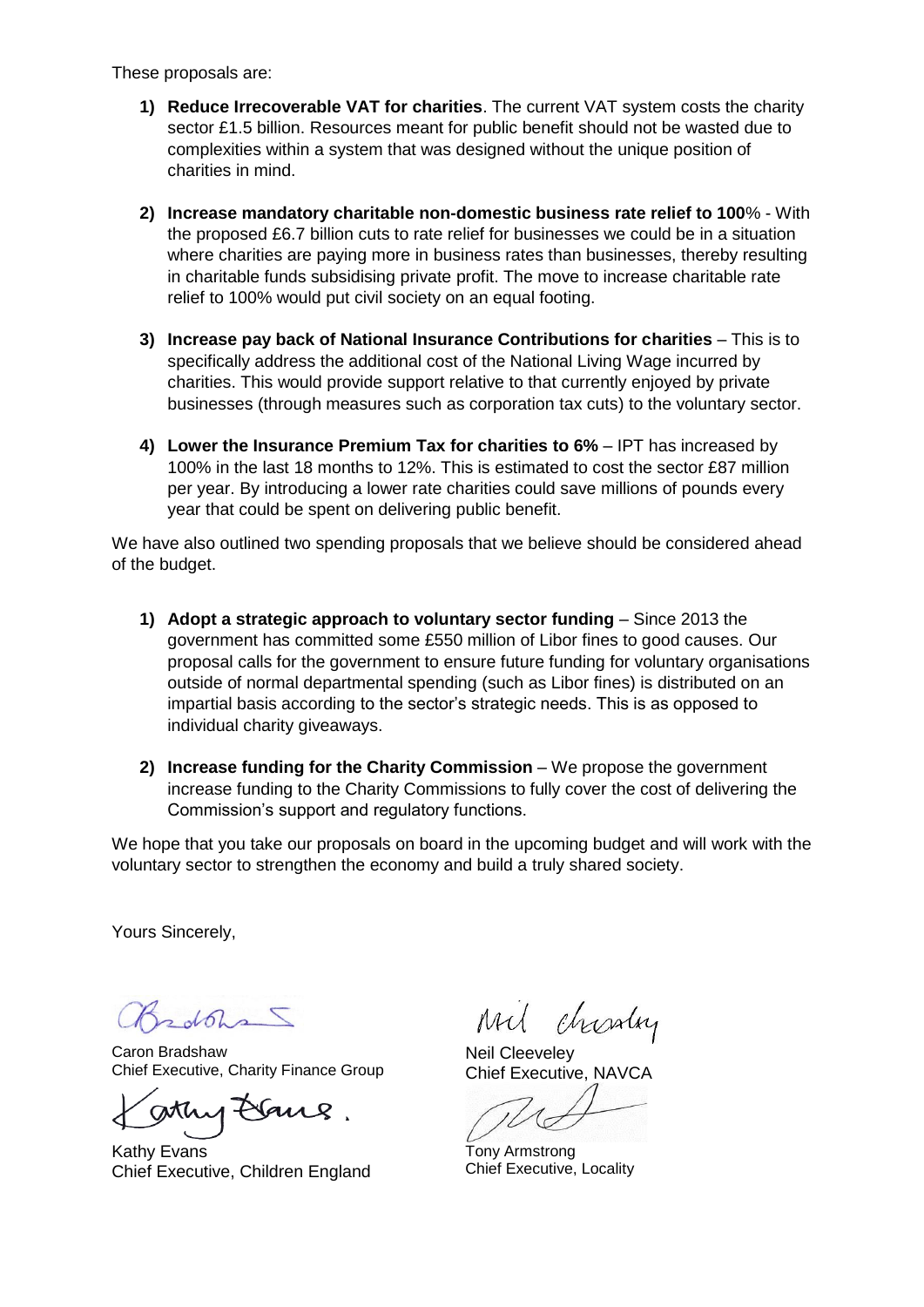These proposals are:

1) **Reduce Irrecoverable VAT for charities**. The current VAT system costs the charity sector £1.5 billion. Resources meant for public benefit should not be wasted due to complexities within a system that was designed without the unique position of charities in mind.

2) **Increase mandatory charitable non-domestic business rate relief to 100**% - With the proposed £6.7 billion cuts to rate relief for businesses we could be in a situation where charities are paying more in business rates than businesses, thereby resulting in charitable funds subsidising private profit. The move to increase charitable rate relief to 100% would put civil society on an equal footing.

3) **Increase pay back of National Insurance Contributions for charities** – This is to specifically address the additional cost of the National Living Wage incurred by charities. This would provide support relative to that currently enjoyed by private businesses (through measures such as corporation tax cuts) to the voluntary sector.

4) **Lower the Insurance Premium Tax for charities to 6%** – IPT has increased by 100% in the last 18 months to 12%. This is estimated to cost the sector £87 million per year. By introducing a lower rate charities could save millions of pounds every year that could be spent on delivering public benefit.

We have also outlined two spending proposals that we believe should be considered ahead of the budget.

1) **Adopt a strategic approach to voluntary sector funding** – Since 2013 the government has committed some £550 million of Libor fines to good causes. Our proposal calls for the government to ensure future funding for voluntary organisations outside of normal departmental spending (such as Libor fines) is distributed on an impartial basis according to the sector's strategic needs. This is as opposed to individual charity giveaways.

2) **Increase funding for the Charity Commission** – We propose the government increase funding to the Charity Commissions to fully cover the cost of delivering the Commission's support and regulatory functions.

We hope that you take our proposals on board in the upcoming budget and will work with the voluntary sector to strengthen the economy and build a truly shared society.

Yours Sincerely,

Caron Bradshaw
Chief Executive, Charity Finance Group

Neil Cleeveley
Chief Executive, NAVCA

Kathy Evans
Chief Executive, Children England

Tony Armstrong
Chief Executive, Locality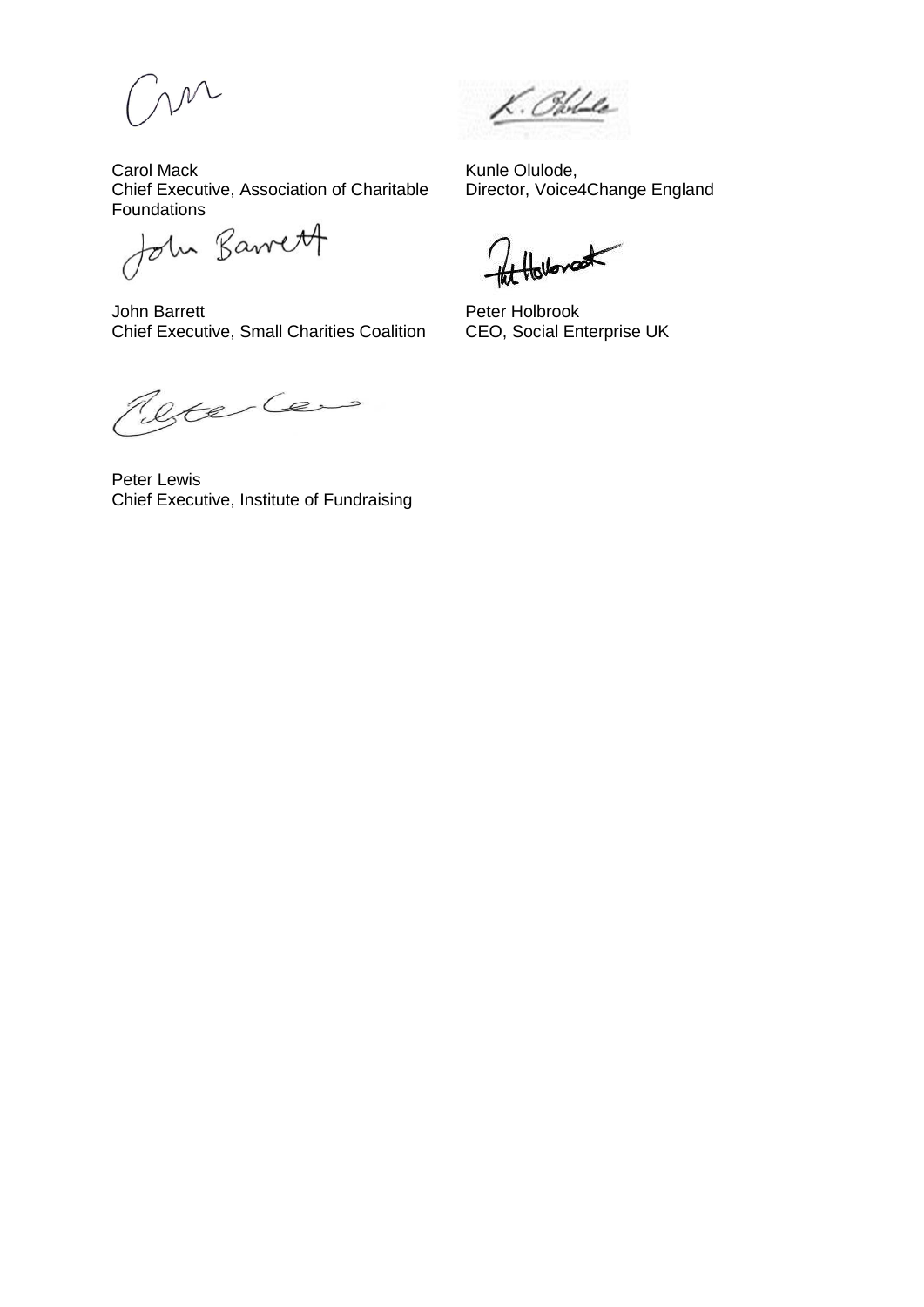Carol Mack
Chief Executive, Association of Charitable Foundations

Kunle Olulode,
Director, Voice4Change England

John Barrett
Chief Executive, Small Charities Coalition

Peter Holbrook
CEO, Social Enterprise UK

Peter Lewis
Chief Executive, Institute of Fundraising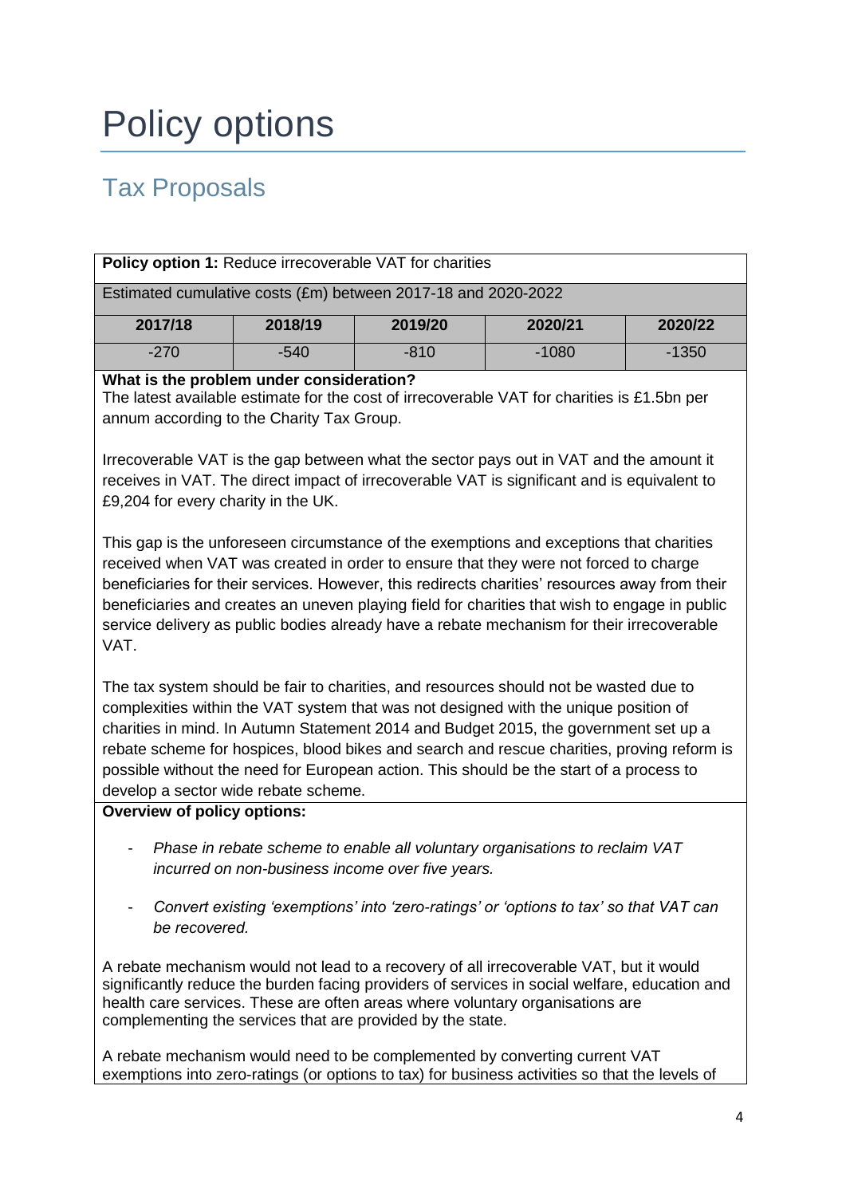# Policy options

## Tax Proposals

| **Policy option 1:** Reduce irrecoverable VAT for charities | | | | |
|---|---|---|---|---|
| Estimated cumulative costs (£m) between 2017-18 and 2020-2022 | | | | |
| **2017/18** | **2018/19** | **2019/20** | **2020/21** | **2020/22** |
| -270 | -540 | -810 | -1080 | -1350 |

**What is the problem under consideration?**

The latest available estimate for the cost of irrecoverable VAT for charities is £1.5bn per annum according to the Charity Tax Group.

Irrecoverable VAT is the gap between what the sector pays out in VAT and the amount it receives in VAT. The direct impact of irrecoverable VAT is significant and is equivalent to £9,204 for every charity in the UK.

This gap is the unforeseen circumstance of the exemptions and exceptions that charities received when VAT was created in order to ensure that they were not forced to charge beneficiaries for their services. However, this redirects charities' resources away from their beneficiaries and creates an uneven playing field for charities that wish to engage in public service delivery as public bodies already have a rebate mechanism for their irrecoverable VAT.

The tax system should be fair to charities, and resources should not be wasted due to complexities within the VAT system that was not designed with the unique position of charities in mind. In Autumn Statement 2014 and Budget 2015, the government set up a rebate scheme for hospices, blood bikes and search and rescue charities, proving reform is possible without the need for European action. This should be the start of a process to develop a sector wide rebate scheme.

**Overview of policy options:**

- *Phase in rebate scheme to enable all voluntary organisations to reclaim VAT incurred on non-business income over five years.*
- *Convert existing 'exemptions' into 'zero-ratings' or 'options to tax' so that VAT can be recovered.*

A rebate mechanism would not lead to a recovery of all irrecoverable VAT, but it would significantly reduce the burden facing providers of services in social welfare, education and health care services. These are often areas where voluntary organisations are complementing the services that are provided by the state.

A rebate mechanism would need to be complemented by converting current VAT exemptions into zero-ratings (or options to tax) for business activities so that the levels of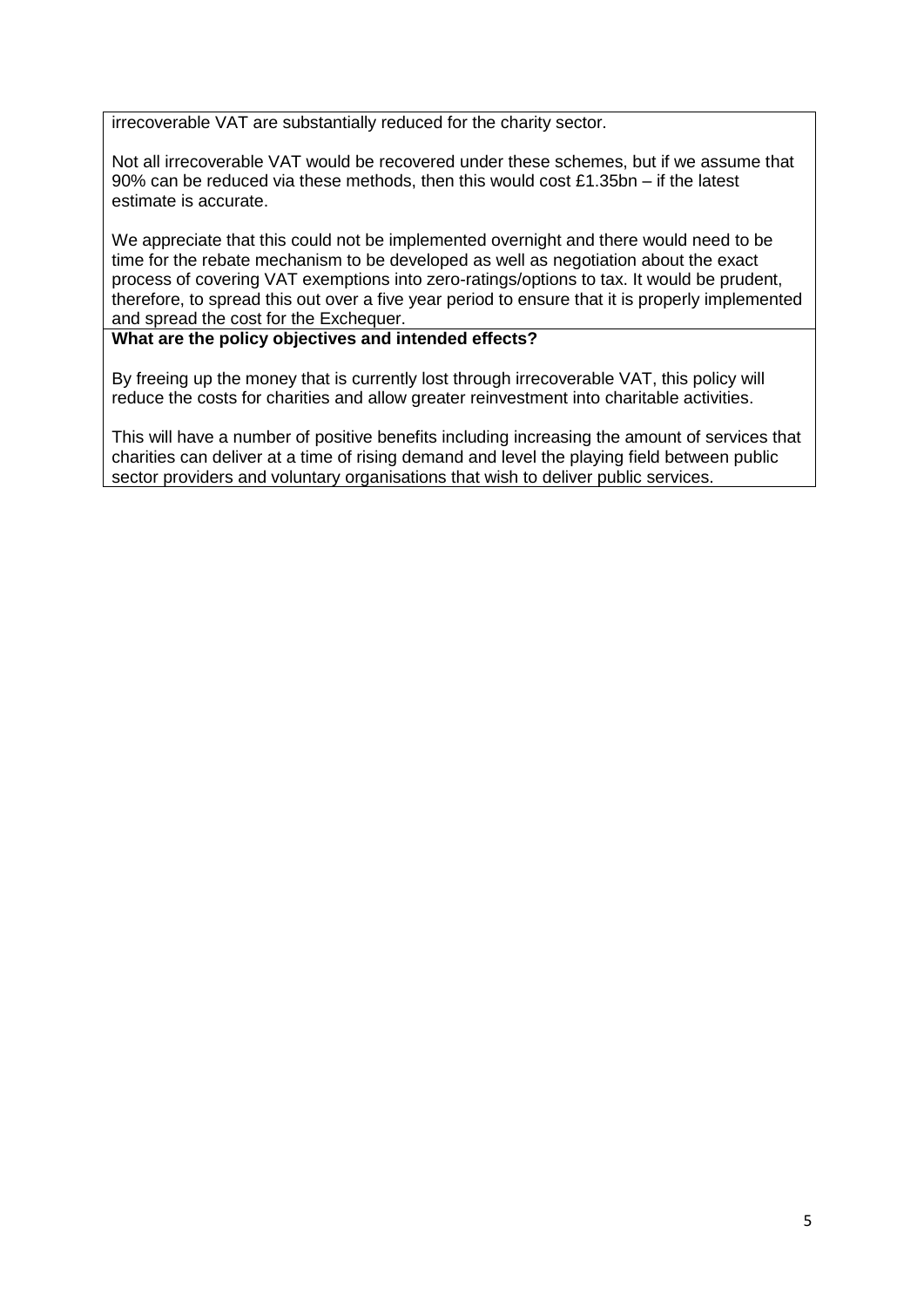irrecoverable VAT are substantially reduced for the charity sector.

Not all irrecoverable VAT would be recovered under these schemes, but if we assume that 90% can be reduced via these methods, then this would cost £1.35bn – if the latest estimate is accurate.

We appreciate that this could not be implemented overnight and there would need to be time for the rebate mechanism to be developed as well as negotiation about the exact process of covering VAT exemptions into zero-ratings/options to tax. It would be prudent, therefore, to spread this out over a five year period to ensure that it is properly implemented and spread the cost for the Exchequer.

**What are the policy objectives and intended effects?**

By freeing up the money that is currently lost through irrecoverable VAT, this policy will reduce the costs for charities and allow greater reinvestment into charitable activities.

This will have a number of positive benefits including increasing the amount of services that charities can deliver at a time of rising demand and level the playing field between public sector providers and voluntary organisations that wish to deliver public services.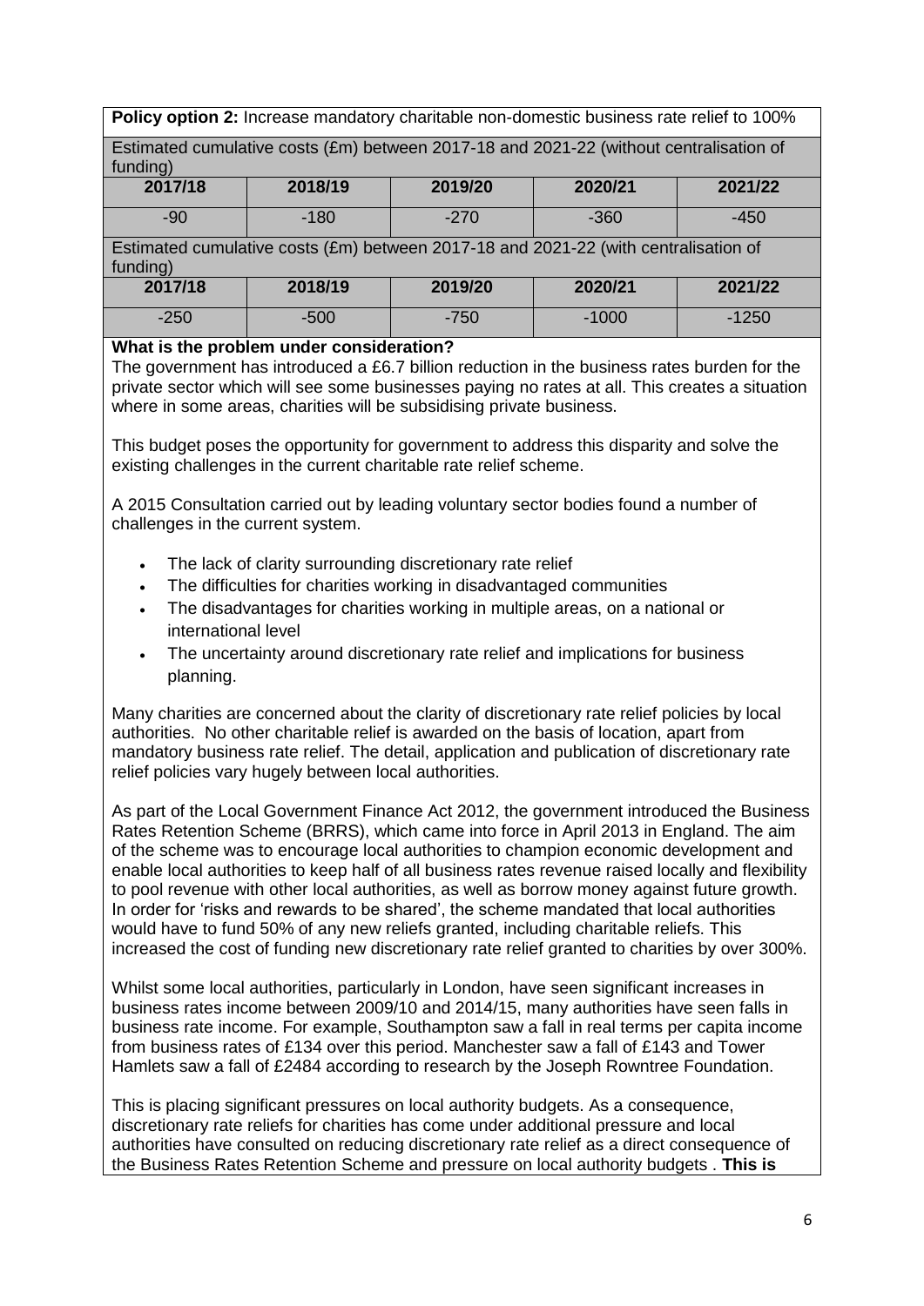**Policy option 2:** Increase mandatory charitable non-domestic business rate relief to 100%

Estimated cumulative costs (£m) between 2017-18 and 2021-22 (without centralisation of funding)

| 2017/18 | 2018/19 | 2019/20 | 2020/21 | 2021/22 |
|---|---|---|---|---|
| -90 | -180 | -270 | -360 | -450 |

Estimated cumulative costs (£m) between 2017-18 and 2021-22 (with centralisation of funding)

| 2017/18 | 2018/19 | 2019/20 | 2020/21 | 2021/22 |
|---|---|---|---|---|
| -250 | -500 | -750 | -1000 | -1250 |

**What is the problem under consideration?**

The government has introduced a £6.7 billion reduction in the business rates burden for the private sector which will see some businesses paying no rates at all. This creates a situation where in some areas, charities will be subsidising private business.

This budget poses the opportunity for government to address this disparity and solve the existing challenges in the current charitable rate relief scheme.

A 2015 Consultation carried out by leading voluntary sector bodies found a number of challenges in the current system.

- The lack of clarity surrounding discretionary rate relief
- The difficulties for charities working in disadvantaged communities
- The disadvantages for charities working in multiple areas, on a national or international level
- The uncertainty around discretionary rate relief and implications for business planning.

Many charities are concerned about the clarity of discretionary rate relief policies by local authorities. No other charitable relief is awarded on the basis of location, apart from mandatory business rate relief. The detail, application and publication of discretionary rate relief policies vary hugely between local authorities.

As part of the Local Government Finance Act 2012, the government introduced the Business Rates Retention Scheme (BRRS), which came into force in April 2013 in England. The aim of the scheme was to encourage local authorities to champion economic development and enable local authorities to keep half of all business rates revenue raised locally and flexibility to pool revenue with other local authorities, as well as borrow money against future growth. In order for 'risks and rewards to be shared', the scheme mandated that local authorities would have to fund 50% of any new reliefs granted, including charitable reliefs. This increased the cost of funding new discretionary rate relief granted to charities by over 300%.

Whilst some local authorities, particularly in London, have seen significant increases in business rates income between 2009/10 and 2014/15, many authorities have seen falls in business rate income. For example, Southampton saw a fall in real terms per capita income from business rates of £134 over this period. Manchester saw a fall of £143 and Tower Hamlets saw a fall of £2484 according to research by the Joseph Rowntree Foundation.

This is placing significant pressures on local authority budgets. As a consequence, discretionary rate reliefs for charities has come under additional pressure and local authorities have consulted on reducing discretionary rate relief as a direct consequence of the Business Rates Retention Scheme and pressure on local authority budgets . **This is**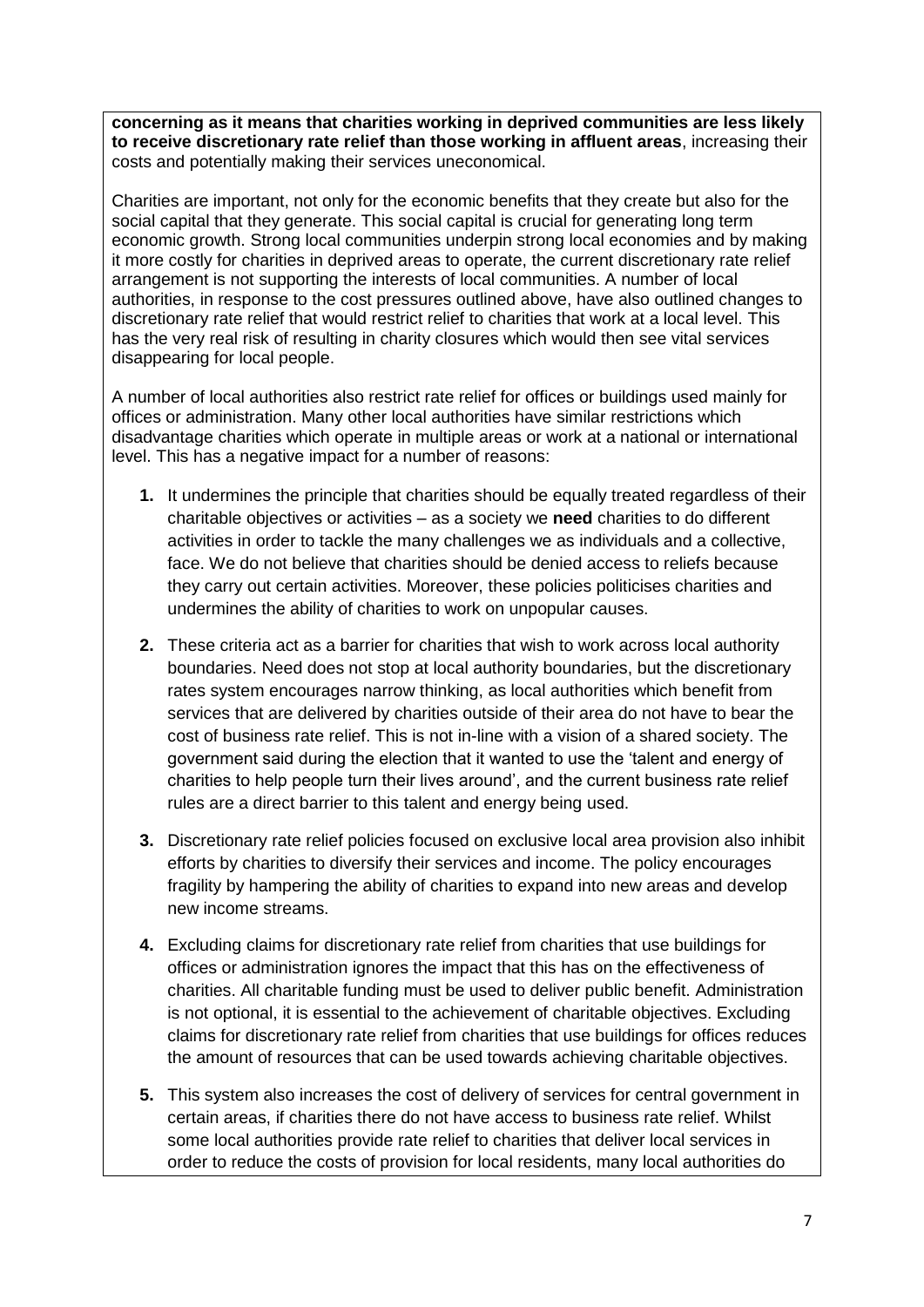**concerning as it means that charities working in deprived communities are less likely to receive discretionary rate relief than those working in affluent areas**, increasing their costs and potentially making their services uneconomical.

Charities are important, not only for the economic benefits that they create but also for the social capital that they generate. This social capital is crucial for generating long term economic growth. Strong local communities underpin strong local economies and by making it more costly for charities in deprived areas to operate, the current discretionary rate relief arrangement is not supporting the interests of local communities. A number of local authorities, in response to the cost pressures outlined above, have also outlined changes to discretionary rate relief that would restrict relief to charities that work at a local level. This has the very real risk of resulting in charity closures which would then see vital services disappearing for local people.

A number of local authorities also restrict rate relief for offices or buildings used mainly for offices or administration. Many other local authorities have similar restrictions which disadvantage charities which operate in multiple areas or work at a national or international level. This has a negative impact for a number of reasons:

1. It undermines the principle that charities should be equally treated regardless of their charitable objectives or activities – as a society we **need** charities to do different activities in order to tackle the many challenges we as individuals and a collective, face. We do not believe that charities should be denied access to reliefs because they carry out certain activities. Moreover, these policies politicises charities and undermines the ability of charities to work on unpopular causes.

2. These criteria act as a barrier for charities that wish to work across local authority boundaries. Need does not stop at local authority boundaries, but the discretionary rates system encourages narrow thinking, as local authorities which benefit from services that are delivered by charities outside of their area do not have to bear the cost of business rate relief. This is not in-line with a vision of a shared society. The government said during the election that it wanted to use the 'talent and energy of charities to help people turn their lives around', and the current business rate relief rules are a direct barrier to this talent and energy being used.

3. Discretionary rate relief policies focused on exclusive local area provision also inhibit efforts by charities to diversify their services and income. The policy encourages fragility by hampering the ability of charities to expand into new areas and develop new income streams.

4. Excluding claims for discretionary rate relief from charities that use buildings for offices or administration ignores the impact that this has on the effectiveness of charities. All charitable funding must be used to deliver public benefit. Administration is not optional, it is essential to the achievement of charitable objectives. Excluding claims for discretionary rate relief from charities that use buildings for offices reduces the amount of resources that can be used towards achieving charitable objectives.

5. This system also increases the cost of delivery of services for central government in certain areas, if charities there do not have access to business rate relief. Whilst some local authorities provide rate relief to charities that deliver local services in order to reduce the costs of provision for local residents, many local authorities do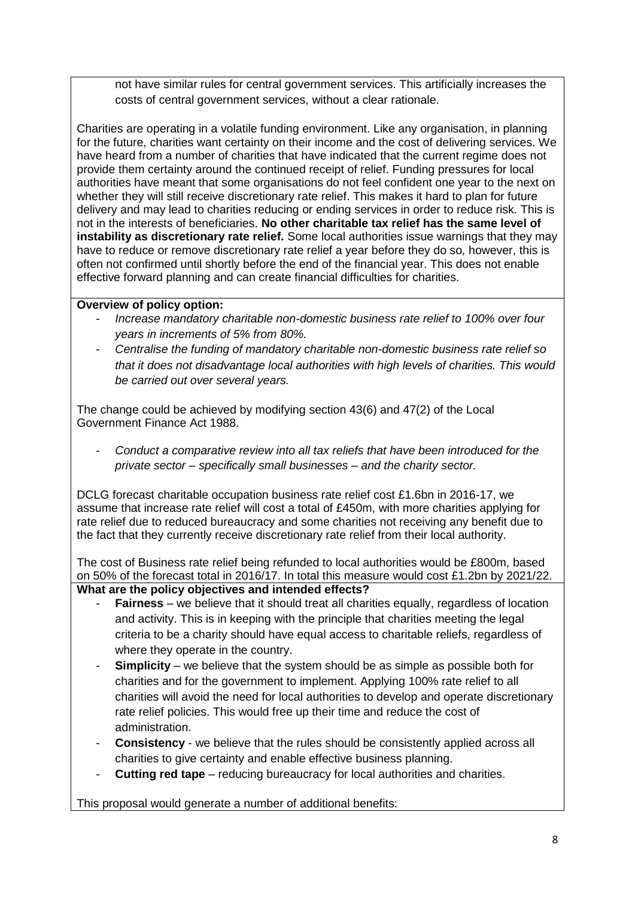not have similar rules for central government services. This artificially increases the costs of central government services, without a clear rationale.

Charities are operating in a volatile funding environment. Like any organisation, in planning for the future, charities want certainty on their income and the cost of delivering services. We have heard from a number of charities that have indicated that the current regime does not provide them certainty around the continued receipt of relief. Funding pressures for local authorities have meant that some organisations do not feel confident one year to the next on whether they will still receive discretionary rate relief. This makes it hard to plan for future delivery and may lead to charities reducing or ending services in order to reduce risk. This is not in the interests of beneficiaries. **No other charitable tax relief has the same level of instability as discretionary rate relief.** Some local authorities issue warnings that they may have to reduce or remove discretionary rate relief a year before they do so, however, this is often not confirmed until shortly before the end of the financial year. This does not enable effective forward planning and can create financial difficulties for charities.

**Overview of policy option:**

- *Increase mandatory charitable non-domestic business rate relief to 100% over four years in increments of 5% from 80%.*
- *Centralise the funding of mandatory charitable non-domestic business rate relief so that it does not disadvantage local authorities with high levels of charities. This would be carried out over several years.*

The change could be achieved by modifying section 43(6) and 47(2) of the Local Government Finance Act 1988.

- *Conduct a comparative review into all tax reliefs that have been introduced for the private sector – specifically small businesses – and the charity sector.*

DCLG forecast charitable occupation business rate relief cost £1.6bn in 2016-17, we assume that increase rate relief will cost a total of £450m, with more charities applying for rate relief due to reduced bureaucracy and some charities not receiving any benefit due to the fact that they currently receive discretionary rate relief from their local authority.

The cost of Business rate relief being refunded to local authorities would be £800m, based on 50% of the forecast total in 2016/17. In total this measure would cost £1.2bn by 2021/22.

**What are the policy objectives and intended effects?**

- **Fairness** – we believe that it should treat all charities equally, regardless of location and activity. This is in keeping with the principle that charities meeting the legal criteria to be a charity should have equal access to charitable reliefs, regardless of where they operate in the country.
- **Simplicity** – we believe that the system should be as simple as possible both for charities and for the government to implement. Applying 100% rate relief to all charities will avoid the need for local authorities to develop and operate discretionary rate relief policies. This would free up their time and reduce the cost of administration.
- **Consistency** - we believe that the rules should be consistently applied across all charities to give certainty and enable effective business planning.
- **Cutting red tape** – reducing bureaucracy for local authorities and charities.

This proposal would generate a number of additional benefits: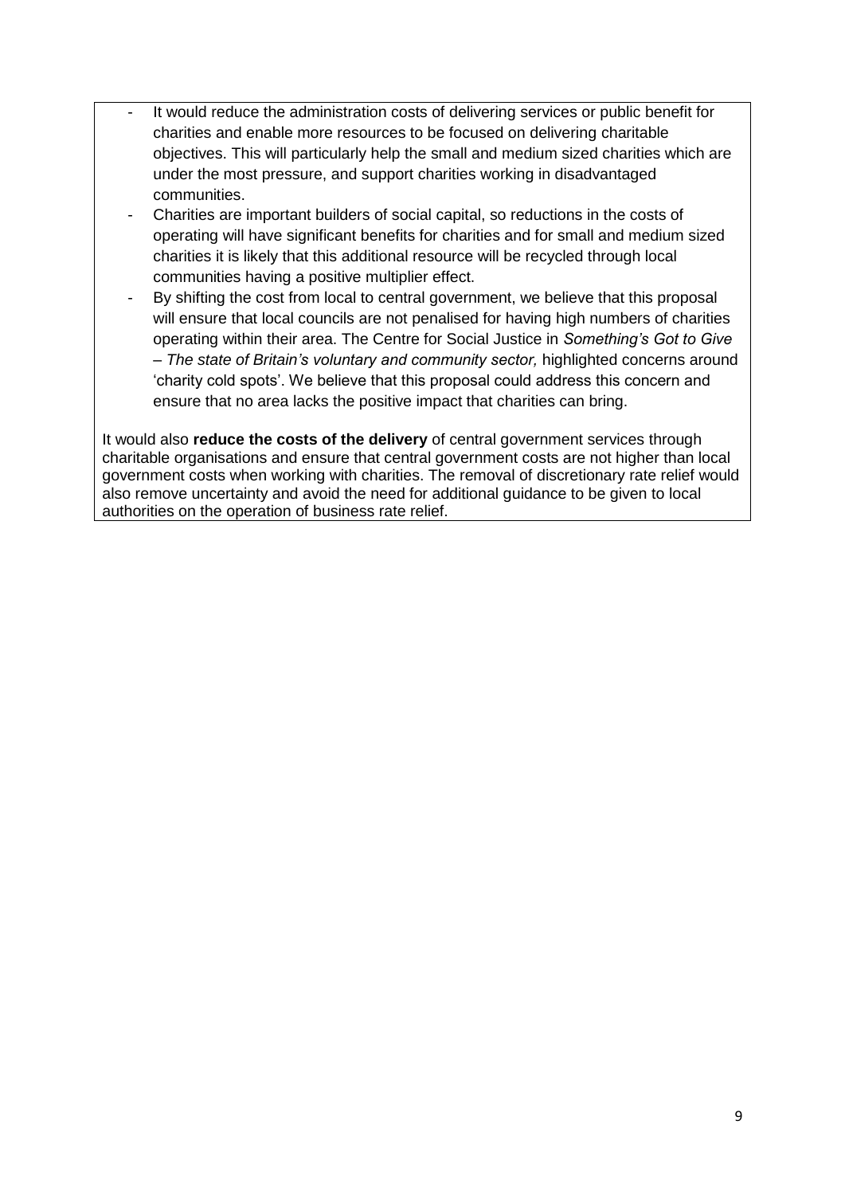- It would reduce the administration costs of delivering services or public benefit for charities and enable more resources to be focused on delivering charitable objectives. This will particularly help the small and medium sized charities which are under the most pressure, and support charities working in disadvantaged communities.
- Charities are important builders of social capital, so reductions in the costs of operating will have significant benefits for charities and for small and medium sized charities it is likely that this additional resource will be recycled through local communities having a positive multiplier effect.
- By shifting the cost from local to central government, we believe that this proposal will ensure that local councils are not penalised for having high numbers of charities operating within their area. The Centre for Social Justice in *Something's Got to Give – The state of Britain's voluntary and community sector,* highlighted concerns around 'charity cold spots'. We believe that this proposal could address this concern and ensure that no area lacks the positive impact that charities can bring.

It would also **reduce the costs of the delivery** of central government services through charitable organisations and ensure that central government costs are not higher than local government costs when working with charities. The removal of discretionary rate relief would also remove uncertainty and avoid the need for additional guidance to be given to local authorities on the operation of business rate relief.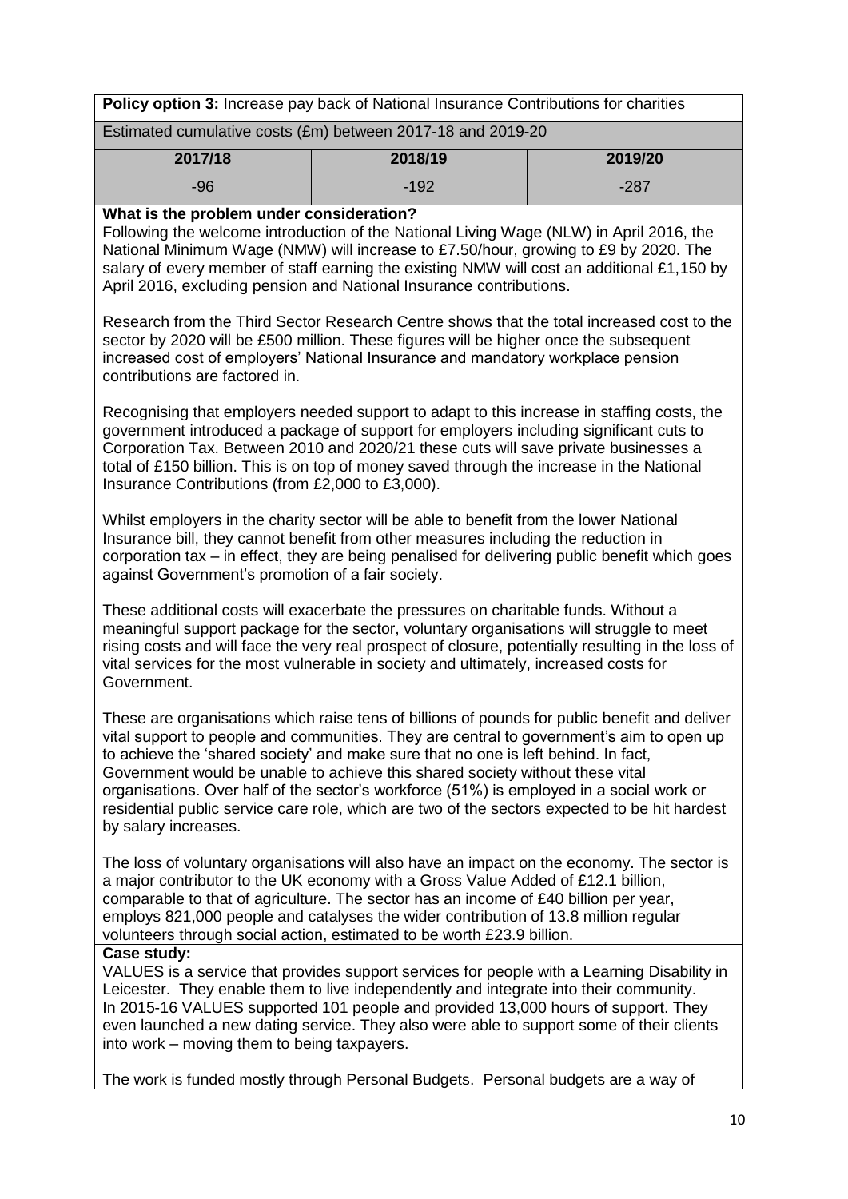**Policy option 3:** Increase pay back of National Insurance Contributions for charities

Estimated cumulative costs (£m) between 2017-18 and 2019-20

| 2017/18 | 2018/19 | 2019/20 |
|---|---|---|
| -96 | -192 | -287 |

**What is the problem under consideration?**

Following the welcome introduction of the National Living Wage (NLW) in April 2016, the National Minimum Wage (NMW) will increase to £7.50/hour, growing to £9 by 2020. The salary of every member of staff earning the existing NMW will cost an additional £1,150 by April 2016, excluding pension and National Insurance contributions.

Research from the Third Sector Research Centre shows that the total increased cost to the sector by 2020 will be £500 million. These figures will be higher once the subsequent increased cost of employers' National Insurance and mandatory workplace pension contributions are factored in.

Recognising that employers needed support to adapt to this increase in staffing costs, the government introduced a package of support for employers including significant cuts to Corporation Tax. Between 2010 and 2020/21 these cuts will save private businesses a total of £150 billion. This is on top of money saved through the increase in the National Insurance Contributions (from £2,000 to £3,000).

Whilst employers in the charity sector will be able to benefit from the lower National Insurance bill, they cannot benefit from other measures including the reduction in corporation tax – in effect, they are being penalised for delivering public benefit which goes against Government's promotion of a fair society.

These additional costs will exacerbate the pressures on charitable funds. Without a meaningful support package for the sector, voluntary organisations will struggle to meet rising costs and will face the very real prospect of closure, potentially resulting in the loss of vital services for the most vulnerable in society and ultimately, increased costs for Government.

These are organisations which raise tens of billions of pounds for public benefit and deliver vital support to people and communities. They are central to government's aim to open up to achieve the 'shared society' and make sure that no one is left behind. In fact, Government would be unable to achieve this shared society without these vital organisations. Over half of the sector's workforce (51%) is employed in a social work or residential public service care role, which are two of the sectors expected to be hit hardest by salary increases.

The loss of voluntary organisations will also have an impact on the economy. The sector is a major contributor to the UK economy with a Gross Value Added of £12.1 billion, comparable to that of agriculture. The sector has an income of £40 billion per year, employs 821,000 people and catalyses the wider contribution of 13.8 million regular volunteers through social action, estimated to be worth £23.9 billion.

**Case study:**

VALUES is a service that provides support services for people with a Learning Disability in Leicester. They enable them to live independently and integrate into their community. In 2015-16 VALUES supported 101 people and provided 13,000 hours of support. They even launched a new dating service. They also were able to support some of their clients into work – moving them to being taxpayers.

The work is funded mostly through Personal Budgets. Personal budgets are a way of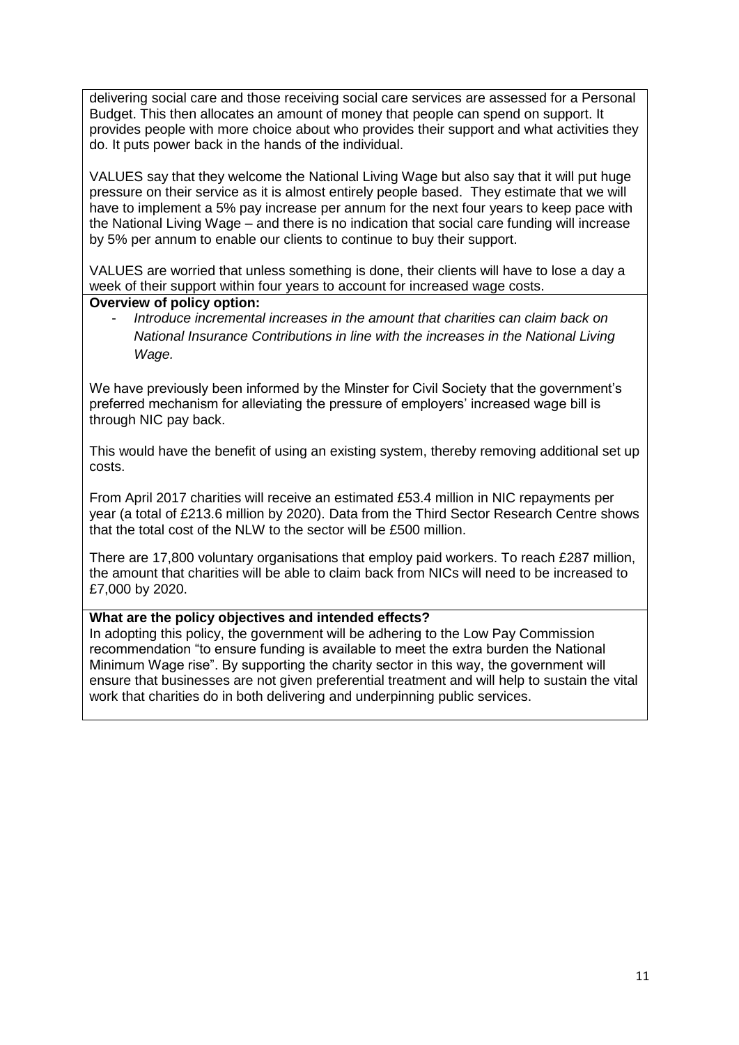delivering social care and those receiving social care services are assessed for a Personal Budget. This then allocates an amount of money that people can spend on support. It provides people with more choice about who provides their support and what activities they do. It puts power back in the hands of the individual.

VALUES say that they welcome the National Living Wage but also say that it will put huge pressure on their service as it is almost entirely people based. They estimate that we will have to implement a 5% pay increase per annum for the next four years to keep pace with the National Living Wage – and there is no indication that social care funding will increase by 5% per annum to enable our clients to continue to buy their support.

VALUES are worried that unless something is done, their clients will have to lose a day a week of their support within four years to account for increased wage costs.

**Overview of policy option:**

- *Introduce incremental increases in the amount that charities can claim back on National Insurance Contributions in line with the increases in the National Living Wage.*

We have previously been informed by the Minster for Civil Society that the government's preferred mechanism for alleviating the pressure of employers' increased wage bill is through NIC pay back.

This would have the benefit of using an existing system, thereby removing additional set up costs.

From April 2017 charities will receive an estimated £53.4 million in NIC repayments per year (a total of £213.6 million by 2020). Data from the Third Sector Research Centre shows that the total cost of the NLW to the sector will be £500 million.

There are 17,800 voluntary organisations that employ paid workers. To reach £287 million, the amount that charities will be able to claim back from NICs will need to be increased to £7,000 by 2020.

**What are the policy objectives and intended effects?**

In adopting this policy, the government will be adhering to the Low Pay Commission recommendation "to ensure funding is available to meet the extra burden the National Minimum Wage rise". By supporting the charity sector in this way, the government will ensure that businesses are not given preferential treatment and will help to sustain the vital work that charities do in both delivering and underpinning public services.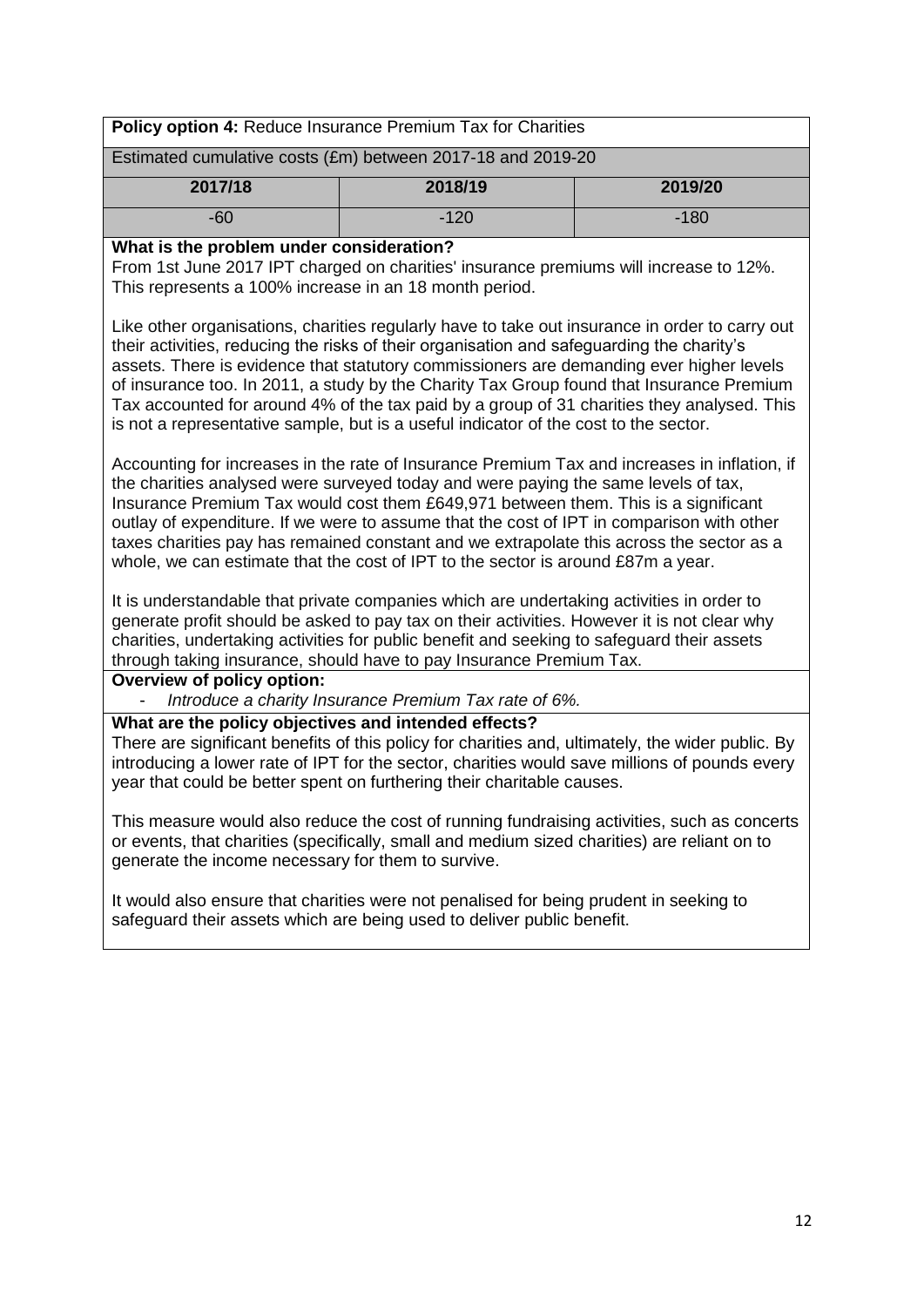**Policy option 4:** Reduce Insurance Premium Tax for Charities

Estimated cumulative costs (£m) between 2017-18 and 2019-20

| 2017/18 | 2018/19 | 2019/20 |
|---|---|---|
| -60 | -120 | -180 |

**What is the problem under consideration?**

From 1st June 2017 IPT charged on charities' insurance premiums will increase to 12%. This represents a 100% increase in an 18 month period.

Like other organisations, charities regularly have to take out insurance in order to carry out their activities, reducing the risks of their organisation and safeguarding the charity's assets. There is evidence that statutory commissioners are demanding ever higher levels of insurance too. In 2011, a study by the Charity Tax Group found that Insurance Premium Tax accounted for around 4% of the tax paid by a group of 31 charities they analysed. This is not a representative sample, but is a useful indicator of the cost to the sector.

Accounting for increases in the rate of Insurance Premium Tax and increases in inflation, if the charities analysed were surveyed today and were paying the same levels of tax, Insurance Premium Tax would cost them £649,971 between them. This is a significant outlay of expenditure. If we were to assume that the cost of IPT in comparison with other taxes charities pay has remained constant and we extrapolate this across the sector as a whole, we can estimate that the cost of IPT to the sector is around £87m a year.

It is understandable that private companies which are undertaking activities in order to generate profit should be asked to pay tax on their activities. However it is not clear why charities, undertaking activities for public benefit and seeking to safeguard their assets through taking insurance, should have to pay Insurance Premium Tax.

**Overview of policy option:**

- *Introduce a charity Insurance Premium Tax rate of 6%.*

**What are the policy objectives and intended effects?**

There are significant benefits of this policy for charities and, ultimately, the wider public. By introducing a lower rate of IPT for the sector, charities would save millions of pounds every year that could be better spent on furthering their charitable causes.

This measure would also reduce the cost of running fundraising activities, such as concerts or events, that charities (specifically, small and medium sized charities) are reliant on to generate the income necessary for them to survive.

It would also ensure that charities were not penalised for being prudent in seeking to safeguard their assets which are being used to deliver public benefit.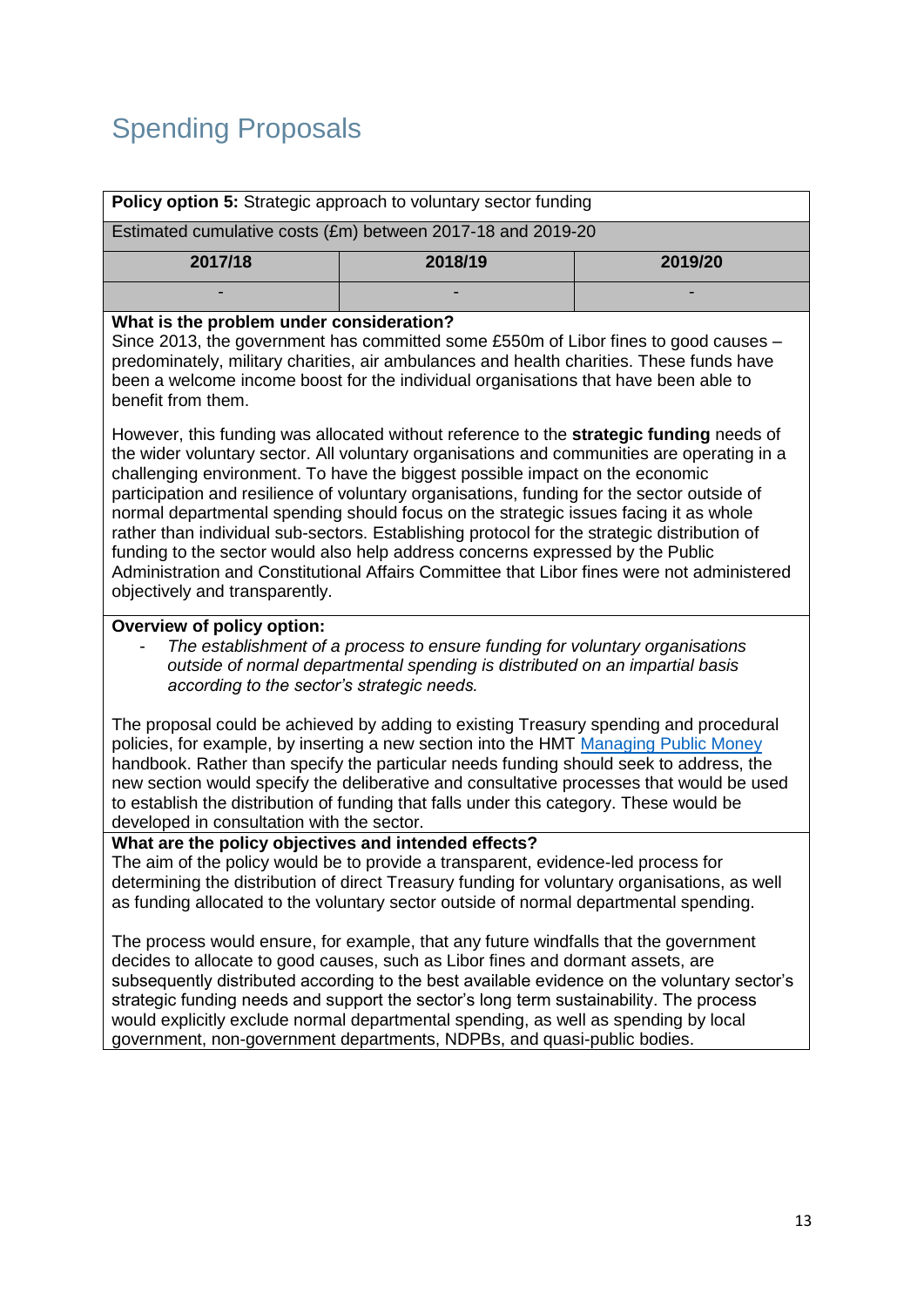# Spending Proposals

| **Policy option 5:** Strategic approach to voluntary sector funding | | |
|---|---|---|
| Estimated cumulative costs (£m) between 2017-18 and 2019-20 | | |
| **2017/18** | **2018/19** | **2019/20** |
| - | - | - |

**What is the problem under consideration?**

Since 2013, the government has committed some £550m of Libor fines to good causes – predominately, military charities, air ambulances and health charities. These funds have been a welcome income boost for the individual organisations that have been able to benefit from them.

However, this funding was allocated without reference to the **strategic funding** needs of the wider voluntary sector. All voluntary organisations and communities are operating in a challenging environment. To have the biggest possible impact on the economic participation and resilience of voluntary organisations, funding for the sector outside of normal departmental spending should focus on the strategic issues facing it as whole rather than individual sub-sectors. Establishing protocol for the strategic distribution of funding to the sector would also help address concerns expressed by the Public Administration and Constitutional Affairs Committee that Libor fines were not administered objectively and transparently.

**Overview of policy option:**

- *The establishment of a process to ensure funding for voluntary organisations outside of normal departmental spending is distributed on an impartial basis according to the sector's strategic needs.*

The proposal could be achieved by adding to existing Treasury spending and procedural policies, for example, by inserting a new section into the HMT [Managing Public Money](#) handbook. Rather than specify the particular needs funding should seek to address, the new section would specify the deliberative and consultative processes that would be used to establish the distribution of funding that falls under this category. These would be developed in consultation with the sector.

**What are the policy objectives and intended effects?**

The aim of the policy would be to provide a transparent, evidence-led process for determining the distribution of direct Treasury funding for voluntary organisations, as well as funding allocated to the voluntary sector outside of normal departmental spending.

The process would ensure, for example, that any future windfalls that the government decides to allocate to good causes, such as Libor fines and dormant assets, are subsequently distributed according to the best available evidence on the voluntary sector's strategic funding needs and support the sector's long term sustainability. The process would explicitly exclude normal departmental spending, as well as spending by local government, non-government departments, NDPBs, and quasi-public bodies.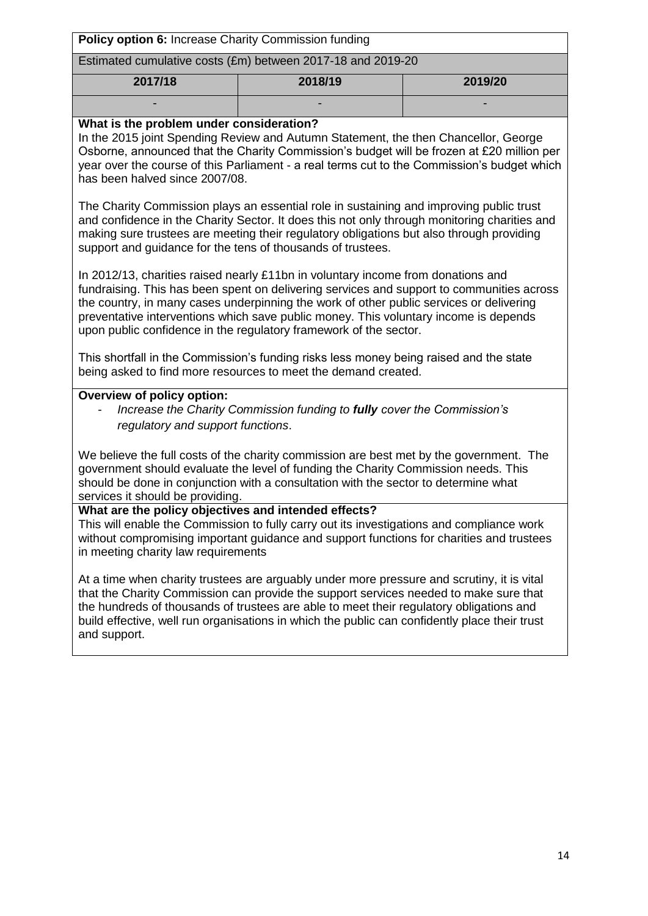**Policy option 6:** Increase Charity Commission funding

Estimated cumulative costs (£m) between 2017-18 and 2019-20

| 2017/18 | 2018/19 | 2019/20 |
| --- | --- | --- |
| - | - | - |

**What is the problem under consideration?**

In the 2015 joint Spending Review and Autumn Statement, the then Chancellor, George Osborne, announced that the Charity Commission's budget will be frozen at £20 million per year over the course of this Parliament - a real terms cut to the Commission's budget which has been halved since 2007/08.

The Charity Commission plays an essential role in sustaining and improving public trust and confidence in the Charity Sector. It does this not only through monitoring charities and making sure trustees are meeting their regulatory obligations but also through providing support and guidance for the tens of thousands of trustees.

In 2012/13, charities raised nearly £11bn in voluntary income from donations and fundraising. This has been spent on delivering services and support to communities across the country, in many cases underpinning the work of other public services or delivering preventative interventions which save public money. This voluntary income is depends upon public confidence in the regulatory framework of the sector.

This shortfall in the Commission's funding risks less money being raised and the state being asked to find more resources to meet the demand created.

**Overview of policy option:**

- *Increase the Charity Commission funding to* ***fully*** *cover the Commission's regulatory and support functions*.

We believe the full costs of the charity commission are best met by the government. The government should evaluate the level of funding the Charity Commission needs. This should be done in conjunction with a consultation with the sector to determine what services it should be providing.

**What are the policy objectives and intended effects?**

This will enable the Commission to fully carry out its investigations and compliance work without compromising important guidance and support functions for charities and trustees in meeting charity law requirements

At a time when charity trustees are arguably under more pressure and scrutiny, it is vital that the Charity Commission can provide the support services needed to make sure that the hundreds of thousands of trustees are able to meet their regulatory obligations and build effective, well run organisations in which the public can confidently place their trust and support.